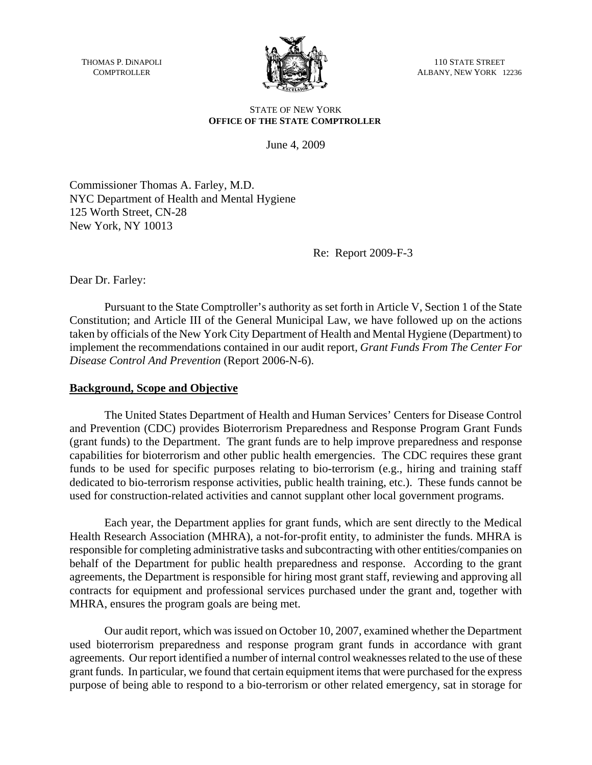THOMAS P. DiNAPOLI
COMPTROLLER

110 STATE STREET
ALBANY, NEW YORK 12236

STATE OF NEW YORK
**OFFICE OF THE STATE COMPTROLLER**

June 4, 2009

Commissioner Thomas A. Farley, M.D.
NYC Department of Health and Mental Hygiene
125 Worth Street, CN-28
New York, NY 10013

Re: Report 2009-F-3

Dear Dr. Farley:

Pursuant to the State Comptroller's authority as set forth in Article V, Section 1 of the State Constitution; and Article III of the General Municipal Law, we have followed up on the actions taken by officials of the New York City Department of Health and Mental Hygiene (Department) to implement the recommendations contained in our audit report, *Grant Funds From The Center For Disease Control And Prevention* (Report 2006-N-6).

## Background, Scope and Objective

The United States Department of Health and Human Services' Centers for Disease Control and Prevention (CDC) provides Bioterrorism Preparedness and Response Program Grant Funds (grant funds) to the Department. The grant funds are to help improve preparedness and response capabilities for bioterrorism and other public health emergencies. The CDC requires these grant funds to be used for specific purposes relating to bio-terrorism (e.g., hiring and training staff dedicated to bio-terrorism response activities, public health training, etc.). These funds cannot be used for construction-related activities and cannot supplant other local government programs.

Each year, the Department applies for grant funds, which are sent directly to the Medical Health Research Association (MHRA), a not-for-profit entity, to administer the funds. MHRA is responsible for completing administrative tasks and subcontracting with other entities/companies on behalf of the Department for public health preparedness and response. According to the grant agreements, the Department is responsible for hiring most grant staff, reviewing and approving all contracts for equipment and professional services purchased under the grant and, together with MHRA, ensures the program goals are being met.

Our audit report, which was issued on October 10, 2007, examined whether the Department used bioterrorism preparedness and response program grant funds in accordance with grant agreements. Our report identified a number of internal control weaknesses related to the use of these grant funds. In particular, we found that certain equipment items that were purchased for the express purpose of being able to respond to a bio-terrorism or other related emergency, sat in storage for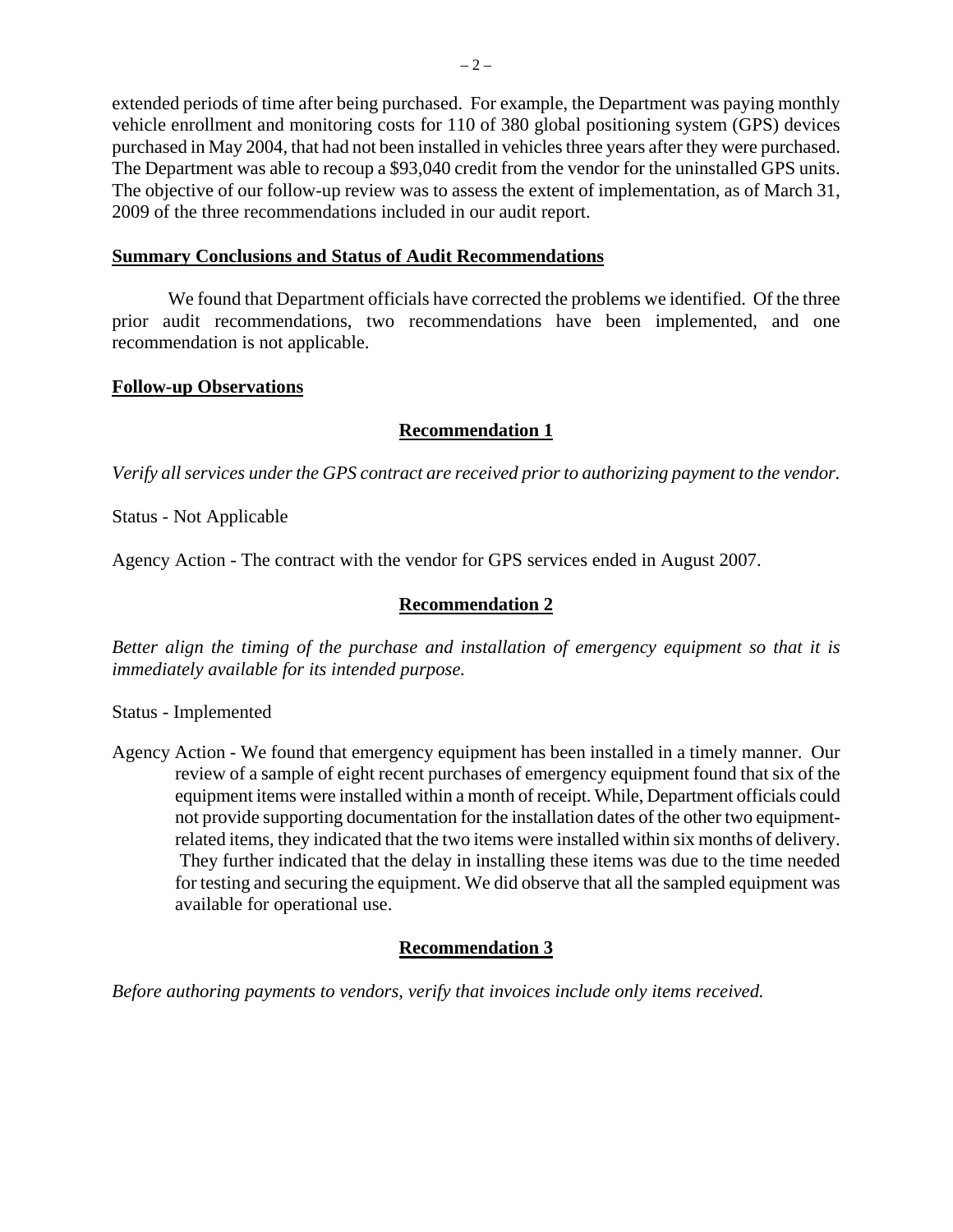extended periods of time after being purchased. For example, the Department was paying monthly vehicle enrollment and monitoring costs for 110 of 380 global positioning system (GPS) devices purchased in May 2004, that had not been installed in vehicles three years after they were purchased. The Department was able to recoup a $93,040 credit from the vendor for the uninstalled GPS units. The objective of our follow-up review was to assess the extent of implementation, as of March 31, 2009 of the three recommendations included in our audit report.

**Summary Conclusions and Status of Audit Recommendations**

We found that Department officials have corrected the problems we identified. Of the three prior audit recommendations, two recommendations have been implemented, and one recommendation is not applicable.

**Follow-up Observations**

**Recommendation 1**

*Verify all services under the GPS contract are received prior to authorizing payment to the vendor.*

Status - Not Applicable

Agency Action - The contract with the vendor for GPS services ended in August 2007.

**Recommendation 2**

*Better align the timing of the purchase and installation of emergency equipment so that it is immediately available for its intended purpose.*

Status - Implemented

Agency Action - We found that emergency equipment has been installed in a timely manner. Our review of a sample of eight recent purchases of emergency equipment found that six of the equipment items were installed within a month of receipt. While, Department officials could not provide supporting documentation for the installation dates of the other two equipment-related items, they indicated that the two items were installed within six months of delivery. They further indicated that the delay in installing these items was due to the time needed for testing and securing the equipment. We did observe that all the sampled equipment was available for operational use.

**Recommendation 3**

*Before authoring payments to vendors, verify that invoices include only items received.*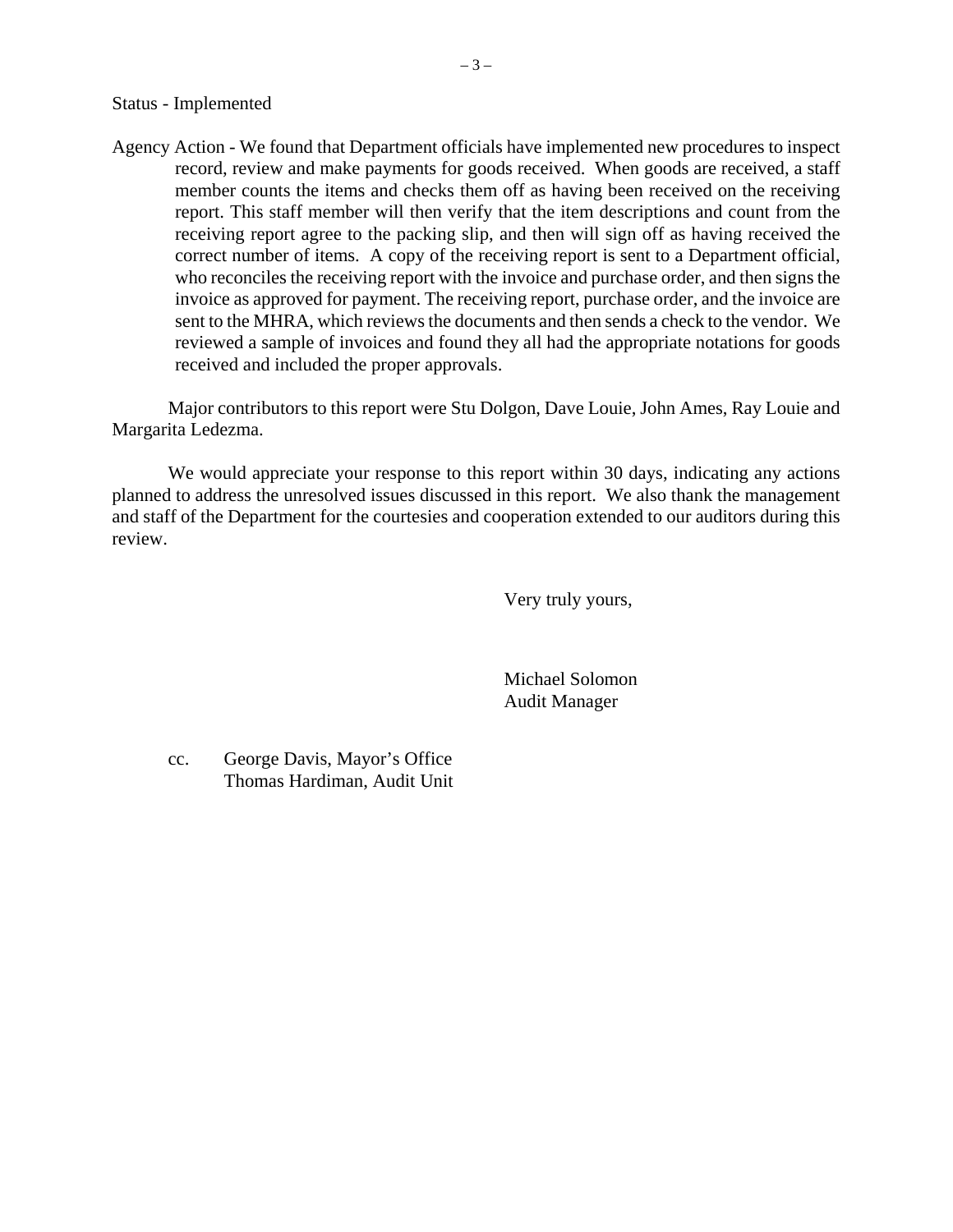Status - Implemented

Agency Action - We found that Department officials have implemented new procedures to inspect record, review and make payments for goods received. When goods are received, a staff member counts the items and checks them off as having been received on the receiving report. This staff member will then verify that the item descriptions and count from the receiving report agree to the packing slip, and then will sign off as having received the correct number of items. A copy of the receiving report is sent to a Department official, who reconciles the receiving report with the invoice and purchase order, and then signs the invoice as approved for payment. The receiving report, purchase order, and the invoice are sent to the MHRA, which reviews the documents and then sends a check to the vendor. We reviewed a sample of invoices and found they all had the appropriate notations for goods received and included the proper approvals.

Major contributors to this report were Stu Dolgon, Dave Louie, John Ames, Ray Louie and Margarita Ledezma.

We would appreciate your response to this report within 30 days, indicating any actions planned to address the unresolved issues discussed in this report. We also thank the management and staff of the Department for the courtesies and cooperation extended to our auditors during this review.

Very truly yours,

Michael Solomon
Audit Manager

cc. George Davis, Mayor's Office
Thomas Hardiman, Audit Unit